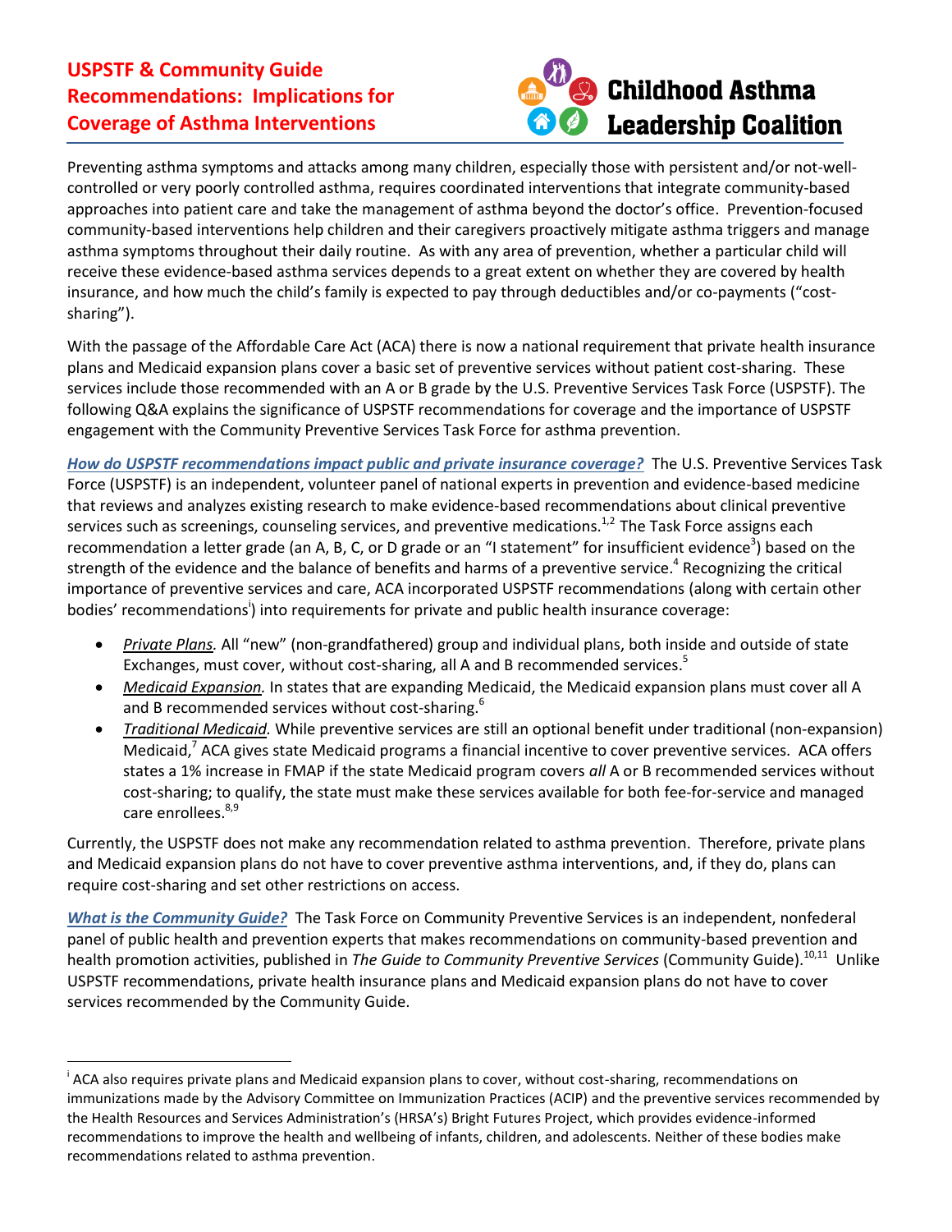# USPSTF & Community Guide Recommendations: Implications for Coverage of Asthma Interventions

**Childhood Asthma Leadership Coalition**

Preventing asthma symptoms and attacks among many children, especially those with persistent and/or not-well-controlled or very poorly controlled asthma, requires coordinated interventions that integrate community-based approaches into patient care and take the management of asthma beyond the doctor's office. Prevention-focused community-based interventions help children and their caregivers proactively mitigate asthma triggers and manage asthma symptoms throughout their daily routine. As with any area of prevention, whether a particular child will receive these evidence-based asthma services depends to a great extent on whether they are covered by health insurance, and how much the child's family is expected to pay through deductibles and/or co-payments ("cost-sharing").

With the passage of the Affordable Care Act (ACA) there is now a national requirement that private health insurance plans and Medicaid expansion plans cover a basic set of preventive services without patient cost-sharing. These services include those recommended with an A or B grade by the U.S. Preventive Services Task Force (USPSTF). The following Q&A explains the significance of USPSTF recommendations for coverage and the importance of USPSTF engagement with the Community Preventive Services Task Force for asthma prevention.

***How do USPSTF recommendations impact public and private insurance coverage?*** The U.S. Preventive Services Task Force (USPSTF) is an independent, volunteer panel of national experts in prevention and evidence-based medicine that reviews and analyzes existing research to make evidence-based recommendations about clinical preventive services such as screenings, counseling services, and preventive medications.[1,2] The Task Force assigns each recommendation a letter grade (an A, B, C, or D grade or an "I statement" for insufficient evidence[3]) based on the strength of the evidence and the balance of benefits and harms of a preventive service.[4] Recognizing the critical importance of preventive services and care, ACA incorporated USPSTF recommendations (along with certain other bodies' recommendations[i]) into requirements for private and public health insurance coverage:

- *Private Plans.* All "new" (non-grandfathered) group and individual plans, both inside and outside of state Exchanges, must cover, without cost-sharing, all A and B recommended services.[5]
- *Medicaid Expansion.* In states that are expanding Medicaid, the Medicaid expansion plans must cover all A and B recommended services without cost-sharing.[6]
- *Traditional Medicaid.* While preventive services are still an optional benefit under traditional (non-expansion) Medicaid,[7] ACA gives state Medicaid programs a financial incentive to cover preventive services. ACA offers states a 1% increase in FMAP if the state Medicaid program covers *all* A or B recommended services without cost-sharing; to qualify, the state must make these services available for both fee-for-service and managed care enrollees.[8,9]

Currently, the USPSTF does not make any recommendation related to asthma prevention. Therefore, private plans and Medicaid expansion plans do not have to cover preventive asthma interventions, and, if they do, plans can require cost-sharing and set other restrictions on access.

***What is the Community Guide?*** The Task Force on Community Preventive Services is an independent, nonfederal panel of public health and prevention experts that makes recommendations on community-based prevention and health promotion activities, published in *The Guide to Community Preventive Services* (Community Guide).[10,11] Unlike USPSTF recommendations, private health insurance plans and Medicaid expansion plans do not have to cover services recommended by the Community Guide.

---

[i] ACA also requires private plans and Medicaid expansion plans to cover, without cost-sharing, recommendations on immunizations made by the Advisory Committee on Immunization Practices (ACIP) and the preventive services recommended by the Health Resources and Services Administration's (HRSA's) Bright Futures Project, which provides evidence-informed recommendations to improve the health and wellbeing of infants, children, and adolescents. Neither of these bodies make recommendations related to asthma prevention.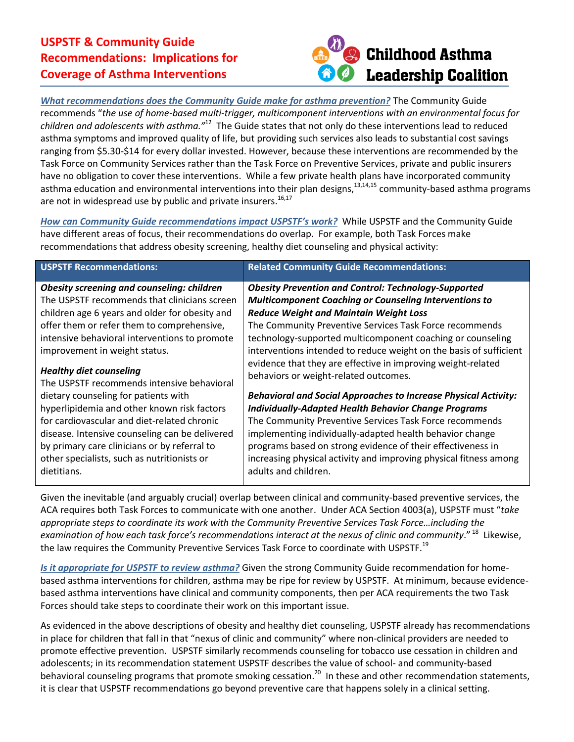# USPSTF & Community Guide Recommendations: Implications for Coverage of Asthma Interventions

Childhood Asthma Leadership Coalition

***What recommendations does the Community Guide make for asthma prevention?*** The Community Guide recommends "*the use of home-based multi-trigger, multicomponent interventions with an environmental focus for children and adolescents with asthma.*"[12] The Guide states that not only do these interventions lead to reduced asthma symptoms and improved quality of life, but providing such services also leads to substantial cost savings ranging from $5.30-$14 for every dollar invested. However, because these interventions are recommended by the Task Force on Community Services rather than the Task Force on Preventive Services, private and public insurers have no obligation to cover these interventions. While a few private health plans have incorporated community asthma education and environmental interventions into their plan designs,[13,14,15] community-based asthma programs are not in widespread use by public and private insurers.[16,17]

***How can Community Guide recommendations impact USPSTF's work?*** While USPSTF and the Community Guide have different areas of focus, their recommendations do overlap. For example, both Task Forces make recommendations that address obesity screening, healthy diet counseling and physical activity:

| USPSTF Recommendations: | Related Community Guide Recommendations: |
|---|---|
| ***Obesity screening and counseling: children*** The USPSTF recommends that clinicians screen children age 6 years and older for obesity and offer them or refer them to comprehensive, intensive behavioral interventions to promote improvement in weight status. ***Healthy diet counseling*** The USPSTF recommends intensive behavioral dietary counseling for patients with hyperlipidemia and other known risk factors for cardiovascular and diet-related chronic disease. Intensive counseling can be delivered by primary care clinicians or by referral to other specialists, such as nutritionists or dietitians. | ***Obesity Prevention and Control: Technology-Supported Multicomponent Coaching or Counseling Interventions to Reduce Weight and Maintain Weight Loss*** The Community Preventive Services Task Force recommends technology-supported multicomponent coaching or counseling interventions intended to reduce weight on the basis of sufficient evidence that they are effective in improving weight-related behaviors or weight-related outcomes. ***Behavioral and Social Approaches to Increase Physical Activity: Individually-Adapted Health Behavior Change Programs*** The Community Preventive Services Task Force recommends implementing individually-adapted health behavior change programs based on strong evidence of their effectiveness in increasing physical activity and improving physical fitness among adults and children. |

Given the inevitable (and arguably crucial) overlap between clinical and community-based preventive services, the ACA requires both Task Forces to communicate with one another. Under ACA Section 4003(a), USPSTF must "*take appropriate steps to coordinate its work with the Community Preventive Services Task Force…including the examination of how each task force's recommendations interact at the nexus of clinic and community*." [18] Likewise, the law requires the Community Preventive Services Task Force to coordinate with USPSTF.[19]

***Is it appropriate for USPSTF to review asthma?*** Given the strong Community Guide recommendation for home-based asthma interventions for children, asthma may be ripe for review by USPSTF. At minimum, because evidence-based asthma interventions have clinical and community components, then per ACA requirements the two Task Forces should take steps to coordinate their work on this important issue.

As evidenced in the above descriptions of obesity and healthy diet counseling, USPSTF already has recommendations in place for children that fall in that "nexus of clinic and community" where non-clinical providers are needed to promote effective prevention. USPSTF similarly recommends counseling for tobacco use cessation in children and adolescents; in its recommendation statement USPSTF describes the value of school- and community-based behavioral counseling programs that promote smoking cessation.[20] In these and other recommendation statements, it is clear that USPSTF recommendations go beyond preventive care that happens solely in a clinical setting.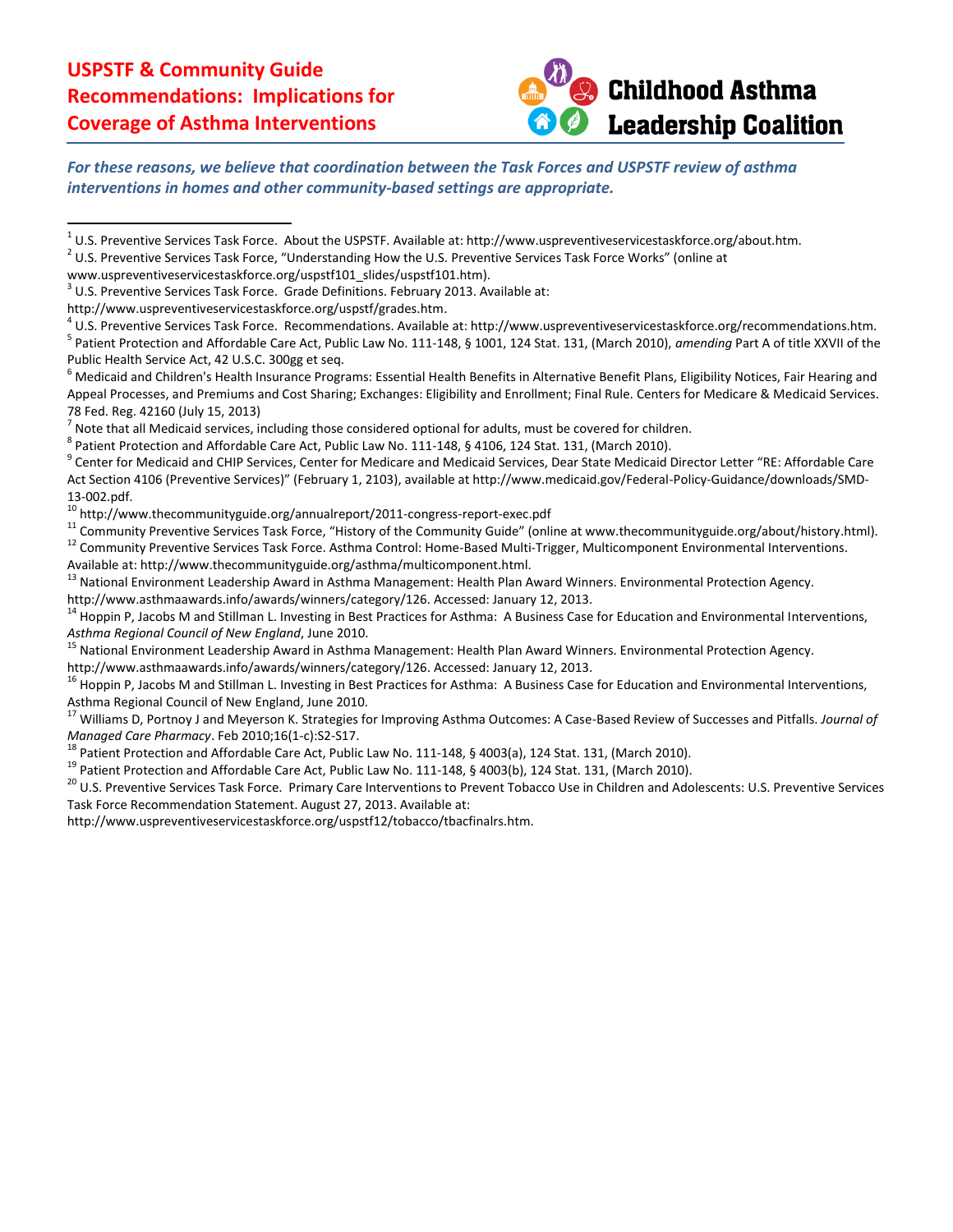***For these reasons, we believe that coordination between the Task Forces and USPSTF review of asthma interventions in homes and other community-based settings are appropriate.***

---

[1] U.S. Preventive Services Task Force. About the USPSTF. Available at: http://www.uspreventiveservicestaskforce.org/about.htm.

[2] U.S. Preventive Services Task Force, "Understanding How the U.S. Preventive Services Task Force Works" (online at www.uspreventiveservicestaskforce.org/uspstf101_slides/uspstf101.htm).

[3] U.S. Preventive Services Task Force. Grade Definitions. February 2013. Available at: http://www.uspreventiveservicestaskforce.org/uspstf/grades.htm.

[4] U.S. Preventive Services Task Force. Recommendations. Available at: http://www.uspreventiveservicestaskforce.org/recommendations.htm.

[5] Patient Protection and Affordable Care Act, Public Law No. 111-148, § 1001, 124 Stat. 131, (March 2010), *amending* Part A of title XXVII of the Public Health Service Act, 42 U.S.C. 300gg et seq.

[6] Medicaid and Children's Health Insurance Programs: Essential Health Benefits in Alternative Benefit Plans, Eligibility Notices, Fair Hearing and Appeal Processes, and Premiums and Cost Sharing; Exchanges: Eligibility and Enrollment; Final Rule. Centers for Medicare & Medicaid Services. 78 Fed. Reg. 42160 (July 15, 2013)

[7] Note that all Medicaid services, including those considered optional for adults, must be covered for children.

[8] Patient Protection and Affordable Care Act, Public Law No. 111-148, § 4106, 124 Stat. 131, (March 2010).

[9] Center for Medicaid and CHIP Services, Center for Medicare and Medicaid Services, Dear State Medicaid Director Letter "RE: Affordable Care Act Section 4106 (Preventive Services)" (February 1, 2103), available at http://www.medicaid.gov/Federal-Policy-Guidance/downloads/SMD-13-002.pdf.

[10] http://www.thecommunityguide.org/annualreport/2011-congress-report-exec.pdf

[11] Community Preventive Services Task Force, "History of the Community Guide" (online at www.thecommunityguide.org/about/history.html).

[12] Community Preventive Services Task Force. Asthma Control: Home-Based Multi-Trigger, Multicomponent Environmental Interventions. Available at: http://www.thecommunityguide.org/asthma/multicomponent.html.

[13] National Environment Leadership Award in Asthma Management: Health Plan Award Winners. Environmental Protection Agency. http://www.asthmaawards.info/awards/winners/category/126. Accessed: January 12, 2013.

[14] Hoppin P, Jacobs M and Stillman L. Investing in Best Practices for Asthma: A Business Case for Education and Environmental Interventions, *Asthma Regional Council of New England*, June 2010.

[15] National Environment Leadership Award in Asthma Management: Health Plan Award Winners. Environmental Protection Agency. http://www.asthmaawards.info/awards/winners/category/126. Accessed: January 12, 2013.

[16] Hoppin P, Jacobs M and Stillman L. Investing in Best Practices for Asthma: A Business Case for Education and Environmental Interventions, Asthma Regional Council of New England, June 2010.

[17] Williams D, Portnoy J and Meyerson K. Strategies for Improving Asthma Outcomes: A Case-Based Review of Successes and Pitfalls. *Journal of Managed Care Pharmacy*. Feb 2010;16(1-c):S2-S17.

[18] Patient Protection and Affordable Care Act, Public Law No. 111-148, § 4003(a), 124 Stat. 131, (March 2010).

[19] Patient Protection and Affordable Care Act, Public Law No. 111-148, § 4003(b), 124 Stat. 131, (March 2010).

[20] U.S. Preventive Services Task Force. Primary Care Interventions to Prevent Tobacco Use in Children and Adolescents: U.S. Preventive Services Task Force Recommendation Statement. August 27, 2013. Available at: http://www.uspreventiveservicestaskforce.org/uspstf12/tobacco/tbacfinalrs.htm.